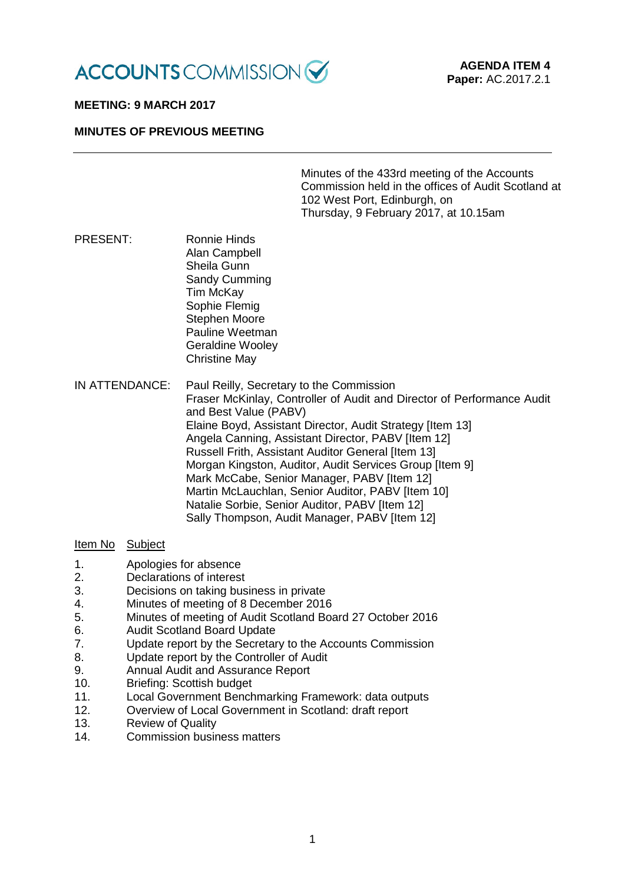ACCOUNTS COMMISSION

**AGENDA ITEM 4**
**Paper:** AC.2017.2.1

**MEETING: 9 MARCH 2017**

**MINUTES OF PREVIOUS MEETING**

---

Minutes of the 433rd meeting of the Accounts Commission held in the offices of Audit Scotland at 102 West Port, Edinburgh, on Thursday, 9 February 2017, at 10.15am

| | |
|---|---|
| PRESENT: | Ronnie Hinds<br>Alan Campbell<br>Sheila Gunn<br>Sandy Cumming<br>Tim McKay<br>Sophie Flemig<br>Stephen Moore<br>Pauline Weetman<br>Geraldine Wooley<br>Christine May |
| IN ATTENDANCE: | Paul Reilly, Secretary to the Commission<br>Fraser McKinlay, Controller of Audit and Director of Performance Audit and Best Value (PABV)<br>Elaine Boyd, Assistant Director, Audit Strategy [Item 13]<br>Angela Canning, Assistant Director, PABV [Item 12]<br>Russell Frith, Assistant Auditor General [Item 13]<br>Morgan Kingston, Auditor, Audit Services Group [Item 9]<br>Mark McCabe, Senior Manager, PABV [Item 12]<br>Martin McLauchlan, Senior Auditor, PABV [Item 10]<br>Natalie Sorbie, Senior Auditor, PABV [Item 12]<br>Sally Thompson, Audit Manager, PABV [Item 12] |

| Item No | Subject |
|---|---|
| 1. | Apologies for absence |
| 2. | Declarations of interest |
| 3. | Decisions on taking business in private |
| 4. | Minutes of meeting of 8 December 2016 |
| 5. | Minutes of meeting of Audit Scotland Board 27 October 2016 |
| 6. | Audit Scotland Board Update |
| 7. | Update report by the Secretary to the Accounts Commission |
| 8. | Update report by the Controller of Audit |
| 9. | Annual Audit and Assurance Report |
| 10. | Briefing: Scottish budget |
| 11. | Local Government Benchmarking Framework: data outputs |
| 12. | Overview of Local Government in Scotland: draft report |
| 13. | Review of Quality |
| 14. | Commission business matters |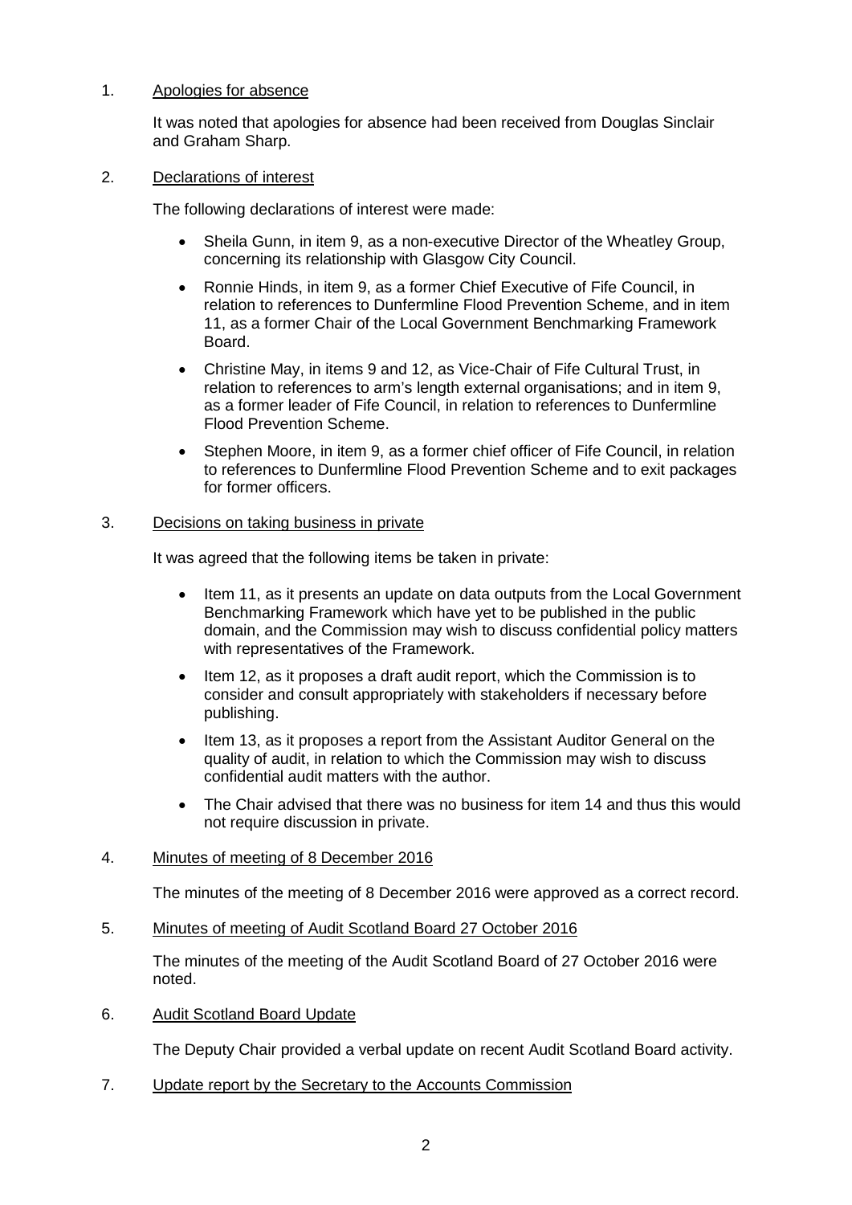1. Apologies for absence

   It was noted that apologies for absence had been received from Douglas Sinclair and Graham Sharp.

2. Declarations of interest

   The following declarations of interest were made:

   - Sheila Gunn, in item 9, as a non-executive Director of the Wheatley Group, concerning its relationship with Glasgow City Council.
   - Ronnie Hinds, in item 9, as a former Chief Executive of Fife Council, in relation to references to Dunfermline Flood Prevention Scheme, and in item 11, as a former Chair of the Local Government Benchmarking Framework Board.
   - Christine May, in items 9 and 12, as Vice-Chair of Fife Cultural Trust, in relation to references to arm's length external organisations; and in item 9, as a former leader of Fife Council, in relation to references to Dunfermline Flood Prevention Scheme.
   - Stephen Moore, in item 9, as a former chief officer of Fife Council, in relation to references to Dunfermline Flood Prevention Scheme and to exit packages for former officers.

3. Decisions on taking business in private

   It was agreed that the following items be taken in private:

   - Item 11, as it presents an update on data outputs from the Local Government Benchmarking Framework which have yet to be published in the public domain, and the Commission may wish to discuss confidential policy matters with representatives of the Framework.
   - Item 12, as it proposes a draft audit report, which the Commission is to consider and consult appropriately with stakeholders if necessary before publishing.
   - Item 13, as it proposes a report from the Assistant Auditor General on the quality of audit, in relation to which the Commission may wish to discuss confidential audit matters with the author.
   - The Chair advised that there was no business for item 14 and thus this would not require discussion in private.

4. Minutes of meeting of 8 December 2016

   The minutes of the meeting of 8 December 2016 were approved as a correct record.

5. Minutes of meeting of Audit Scotland Board 27 October 2016

   The minutes of the meeting of the Audit Scotland Board of 27 October 2016 were noted.

6. Audit Scotland Board Update

   The Deputy Chair provided a verbal update on recent Audit Scotland Board activity.

7. Update report by the Secretary to the Accounts Commission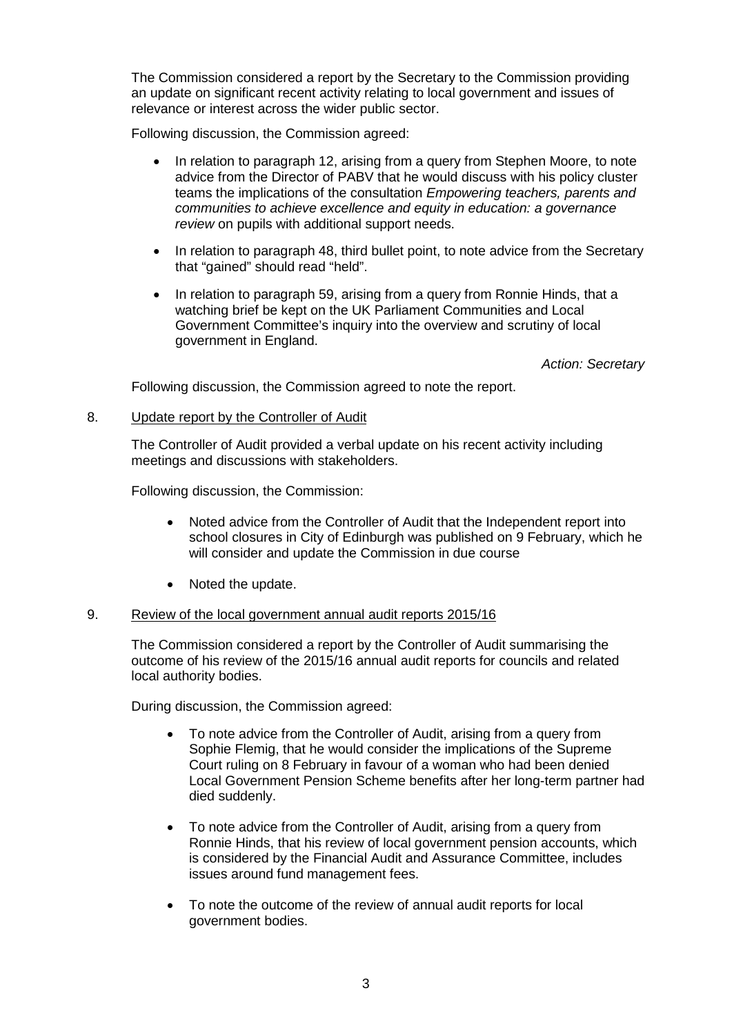The Commission considered a report by the Secretary to the Commission providing an update on significant recent activity relating to local government and issues of relevance or interest across the wider public sector.

Following discussion, the Commission agreed:

- In relation to paragraph 12, arising from a query from Stephen Moore, to note advice from the Director of PABV that he would discuss with his policy cluster teams the implications of the consultation *Empowering teachers, parents and communities to achieve excellence and equity in education: a governance review* on pupils with additional support needs.
- In relation to paragraph 48, third bullet point, to note advice from the Secretary that "gained" should read "held".
- In relation to paragraph 59, arising from a query from Ronnie Hinds, that a watching brief be kept on the UK Parliament Communities and Local Government Committee's inquiry into the overview and scrutiny of local government in England.

*Action: Secretary*

Following discussion, the Commission agreed to note the report.

8. Update report by the Controller of Audit

The Controller of Audit provided a verbal update on his recent activity including meetings and discussions with stakeholders.

Following discussion, the Commission:

- Noted advice from the Controller of Audit that the Independent report into school closures in City of Edinburgh was published on 9 February, which he will consider and update the Commission in due course
- Noted the update.

9. Review of the local government annual audit reports 2015/16

The Commission considered a report by the Controller of Audit summarising the outcome of his review of the 2015/16 annual audit reports for councils and related local authority bodies.

During discussion, the Commission agreed:

- To note advice from the Controller of Audit, arising from a query from Sophie Flemig, that he would consider the implications of the Supreme Court ruling on 8 February in favour of a woman who had been denied Local Government Pension Scheme benefits after her long-term partner had died suddenly.
- To note advice from the Controller of Audit, arising from a query from Ronnie Hinds, that his review of local government pension accounts, which is considered by the Financial Audit and Assurance Committee, includes issues around fund management fees.
- To note the outcome of the review of annual audit reports for local government bodies.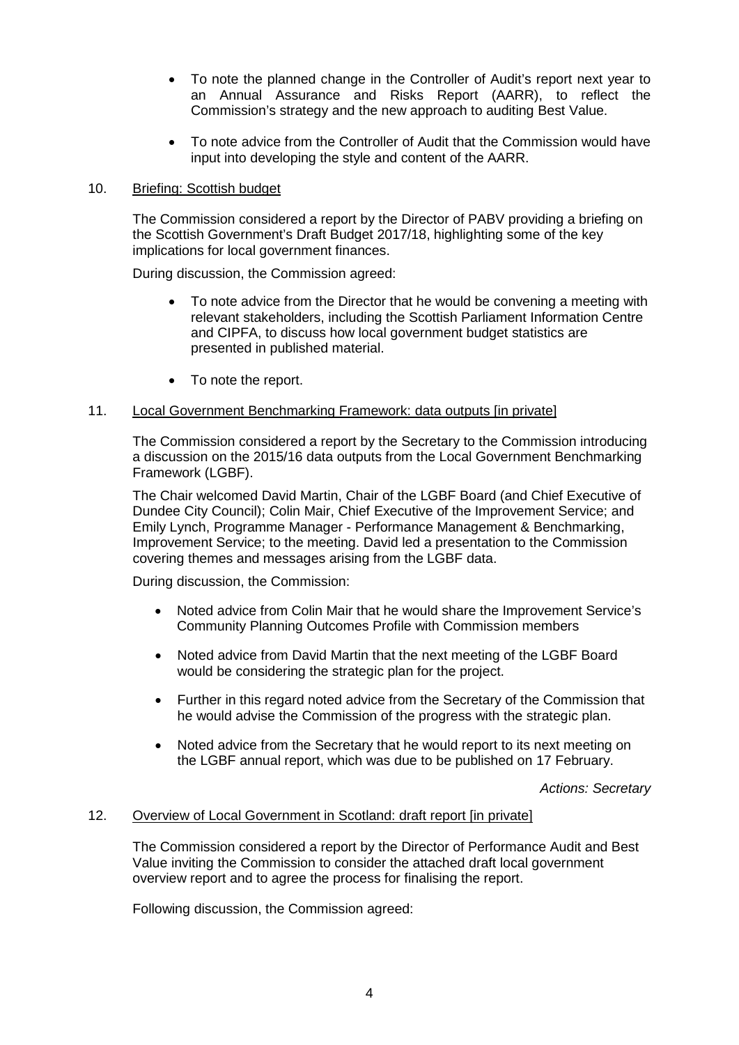- To note the planned change in the Controller of Audit's report next year to an Annual Assurance and Risks Report (AARR), to reflect the Commission's strategy and the new approach to auditing Best Value.

- To note advice from the Controller of Audit that the Commission would have input into developing the style and content of the AARR.

10. Briefing: Scottish budget

The Commission considered a report by the Director of PABV providing a briefing on the Scottish Government's Draft Budget 2017/18, highlighting some of the key implications for local government finances.

During discussion, the Commission agreed:

- To note advice from the Director that he would be convening a meeting with relevant stakeholders, including the Scottish Parliament Information Centre and CIPFA, to discuss how local government budget statistics are presented in published material.

- To note the report.

11. Local Government Benchmarking Framework: data outputs [in private]

The Commission considered a report by the Secretary to the Commission introducing a discussion on the 2015/16 data outputs from the Local Government Benchmarking Framework (LGBF).

The Chair welcomed David Martin, Chair of the LGBF Board (and Chief Executive of Dundee City Council); Colin Mair, Chief Executive of the Improvement Service; and Emily Lynch, Programme Manager - Performance Management & Benchmarking, Improvement Service; to the meeting. David led a presentation to the Commission covering themes and messages arising from the LGBF data.

During discussion, the Commission:

- Noted advice from Colin Mair that he would share the Improvement Service's Community Planning Outcomes Profile with Commission members

- Noted advice from David Martin that the next meeting of the LGBF Board would be considering the strategic plan for the project.

- Further in this regard noted advice from the Secretary of the Commission that he would advise the Commission of the progress with the strategic plan.

- Noted advice from the Secretary that he would report to its next meeting on the LGBF annual report, which was due to be published on 17 February.

*Actions: Secretary*

12. Overview of Local Government in Scotland: draft report [in private]

The Commission considered a report by the Director of Performance Audit and Best Value inviting the Commission to consider the attached draft local government overview report and to agree the process for finalising the report.

Following discussion, the Commission agreed: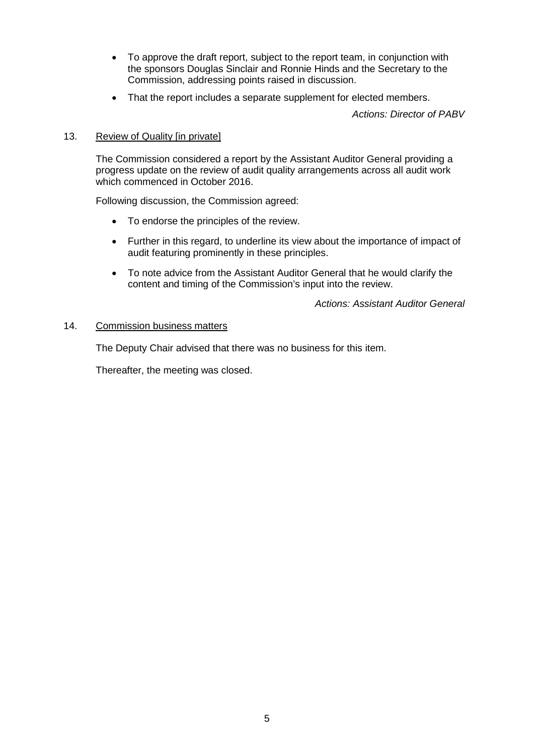- To approve the draft report, subject to the report team, in conjunction with the sponsors Douglas Sinclair and Ronnie Hinds and the Secretary to the Commission, addressing points raised in discussion.
- That the report includes a separate supplement for elected members.

*Actions: Director of PABV*

13. <u>Review of Quality [in private]</u>

The Commission considered a report by the Assistant Auditor General providing a progress update on the review of audit quality arrangements across all audit work which commenced in October 2016.

Following discussion, the Commission agreed:

- To endorse the principles of the review.
- Further in this regard, to underline its view about the importance of impact of audit featuring prominently in these principles.
- To note advice from the Assistant Auditor General that he would clarify the content and timing of the Commission's input into the review.

*Actions: Assistant Auditor General*

14. <u>Commission business matters</u>

The Deputy Chair advised that there was no business for this item.

Thereafter, the meeting was closed.